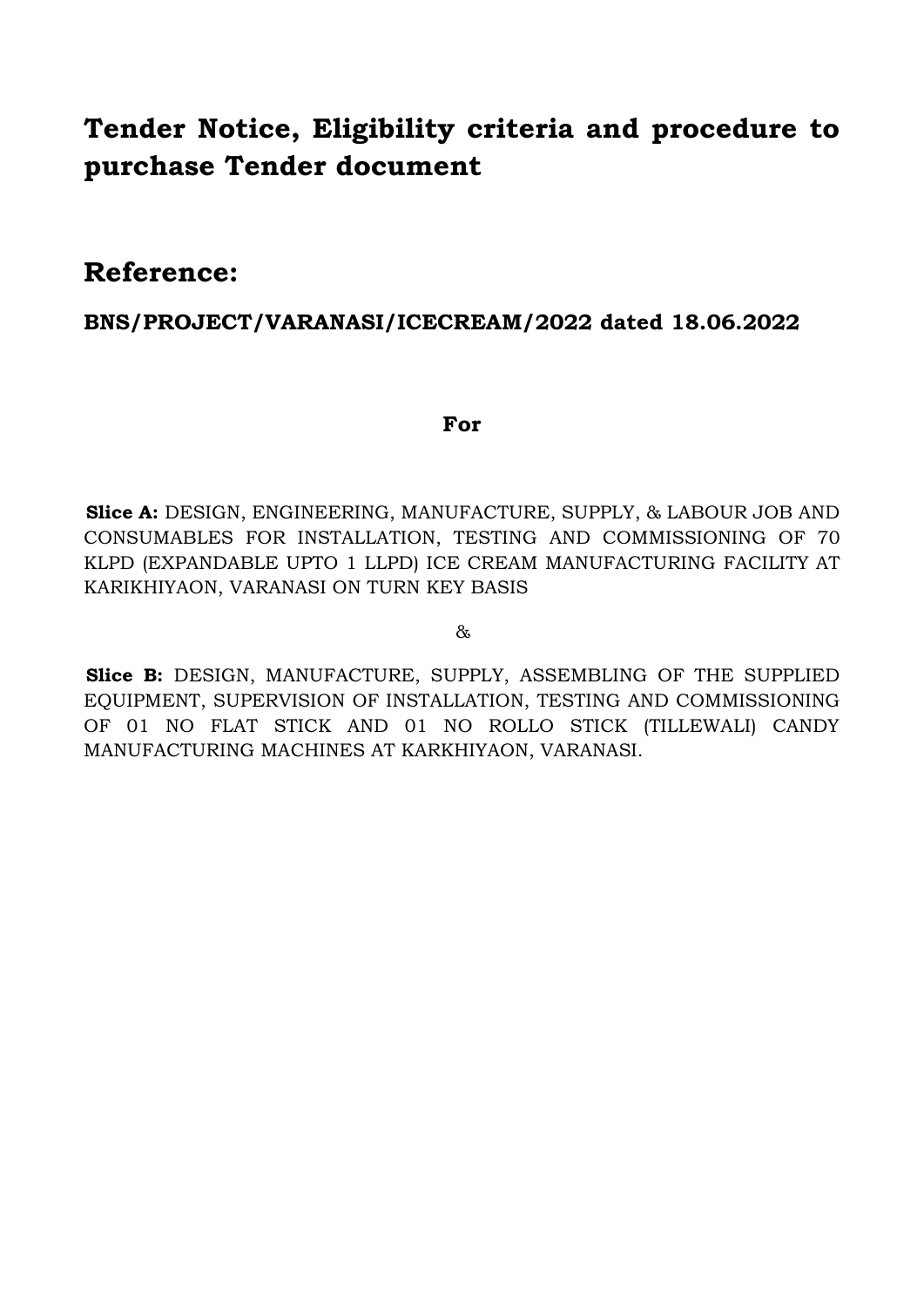# Tender Notice, Eligibility criteria and procedure to purchase Tender document

## Reference:

**BNS/PROJECT/VARANASI/ICECREAM/2022 dated 18.06.2022**

**For**

**Slice A:** DESIGN, ENGINEERING, MANUFACTURE, SUPPLY, & LABOUR JOB AND CONSUMABLES FOR INSTALLATION, TESTING AND COMMISSIONING OF 70 KLPD (EXPANDABLE UPTO 1 LLPD) ICE CREAM MANUFACTURING FACILITY AT KARIKHIYAON, VARANASI ON TURN KEY BASIS

&

**Slice B:** DESIGN, MANUFACTURE, SUPPLY, ASSEMBLING OF THE SUPPLIED EQUIPMENT, SUPERVISION OF INSTALLATION, TESTING AND COMMISSIONING OF 01 NO FLAT STICK AND 01 NO ROLLO STICK (TILLEWALI) CANDY MANUFACTURING MACHINES AT KARKHIYAON, VARANASI.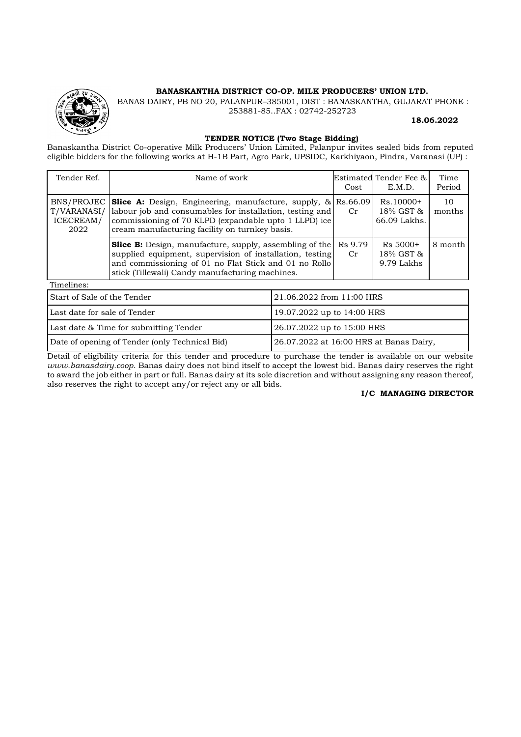**BANASKANTHA DISTRICT CO-OP. MILK PRODUCERS' UNION LTD.**

BANAS DAIRY, PB NO 20, PALANPUR–385001, DIST : BANASKANTHA, GUJARAT PHONE : 253881-85..FAX : 02742-252723

**18.06.2022**

**TENDER NOTICE (Two Stage Bidding)**

Banaskantha District Co-operative Milk Producers' Union Limited, Palanpur invites sealed bids from reputed eligible bidders for the following works at H-1B Part, Agro Park, UPSIDC, Karkhiyaon, Pindra, Varanasi (UP) :

| Tender Ref. | Name of work | Estimated Cost | Tender Fee & E.M.D. | Time Period |
|---|---|---|---|---|
| BNS/PROJECT/VARANASI/ICECREAM/2022 | **Slice A:** Design, Engineering, manufacture, supply, & labour job and consumables for installation, testing and commissioning of 70 KLPD (expandable upto 1 LLPD) ice cream manufacturing facility on turnkey basis. | Rs.66.09 Cr | Rs.10000+ 18% GST & 66.09 Lakhs. | 10 months |
| | **Slice B:** Design, manufacture, supply, assembling of the supplied equipment, supervision of installation, testing and commissioning of 01 no Flat Stick and 01 no Rollo stick (Tillewali) Candy manufacturing machines. | Rs 9.79 Cr | Rs 5000+ 18% GST & 9.79 Lakhs | 8 month |

Timelines:

| | |
|---|---|
| Start of Sale of the Tender | 21.06.2022 from 11:00 HRS |
| Last date for sale of Tender | 19.07.2022 up to 14:00 HRS |
| Last date & Time for submitting Tender | 26.07.2022 up to 15:00 HRS |
| Date of opening of Tender (only Technical Bid) | 26.07.2022 at 16:00 HRS at Banas Dairy, |

Detail of eligibility criteria for this tender and procedure to purchase the tender is available on our website *www.banasdairy.coop*. Banas dairy does not bind itself to accept the lowest bid. Banas dairy reserves the right to award the job either in part or full. Banas dairy at its sole discretion and without assigning any reason thereof, also reserves the right to accept any/or reject any or all bids.

**I/C MANAGING DIRECTOR**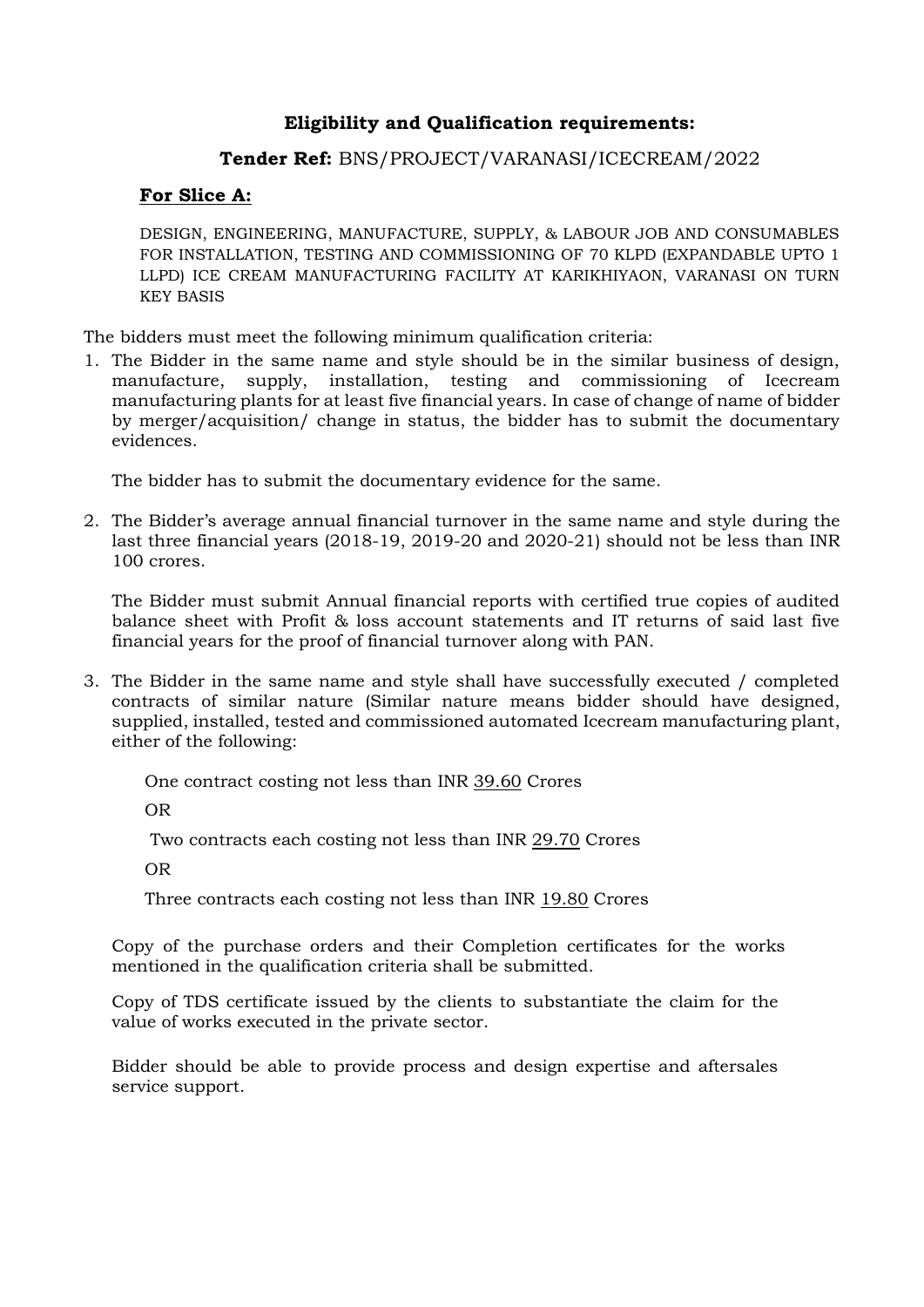## Eligibility and Qualification requirements:

### **Tender Ref:** BNS/PROJECT/VARANASI/ICECREAM/2022

#### <u>**For Slice A:**</u>

DESIGN, ENGINEERING, MANUFACTURE, SUPPLY, & LABOUR JOB AND CONSUMABLES FOR INSTALLATION, TESTING AND COMMISSIONING OF 70 KLPD (EXPANDABLE UPTO 1 LLPD) ICE CREAM MANUFACTURING FACILITY AT KARIKHIYAON, VARANASI ON TURN KEY BASIS

The bidders must meet the following minimum qualification criteria:

1. The Bidder in the same name and style should be in the similar business of design, manufacture, supply, installation, testing and commissioning of Icecream manufacturing plants for at least five financial years. In case of change of name of bidder by merger/acquisition/ change in status, the bidder has to submit the documentary evidences.

   The bidder has to submit the documentary evidence for the same.

2. The Bidder's average annual financial turnover in the same name and style during the last three financial years (2018-19, 2019-20 and 2020-21) should not be less than INR 100 crores.

   The Bidder must submit Annual financial reports with certified true copies of audited balance sheet with Profit & loss account statements and IT returns of said last five financial years for the proof of financial turnover along with PAN.

3. The Bidder in the same name and style shall have successfully executed / completed contracts of similar nature (Similar nature means bidder should have designed, supplied, installed, tested and commissioned automated Icecream manufacturing plant, either of the following:

   One contract costing not less than INR <u>39.60</u> Crores

   OR

   Two contracts each costing not less than INR <u>29.70</u> Crores

   OR

   Three contracts each costing not less than INR <u>19.80</u> Crores

   Copy of the purchase orders and their Completion certificates for the works mentioned in the qualification criteria shall be submitted.

   Copy of TDS certificate issued by the clients to substantiate the claim for the value of works executed in the private sector.

   Bidder should be able to provide process and design expertise and aftersales service support.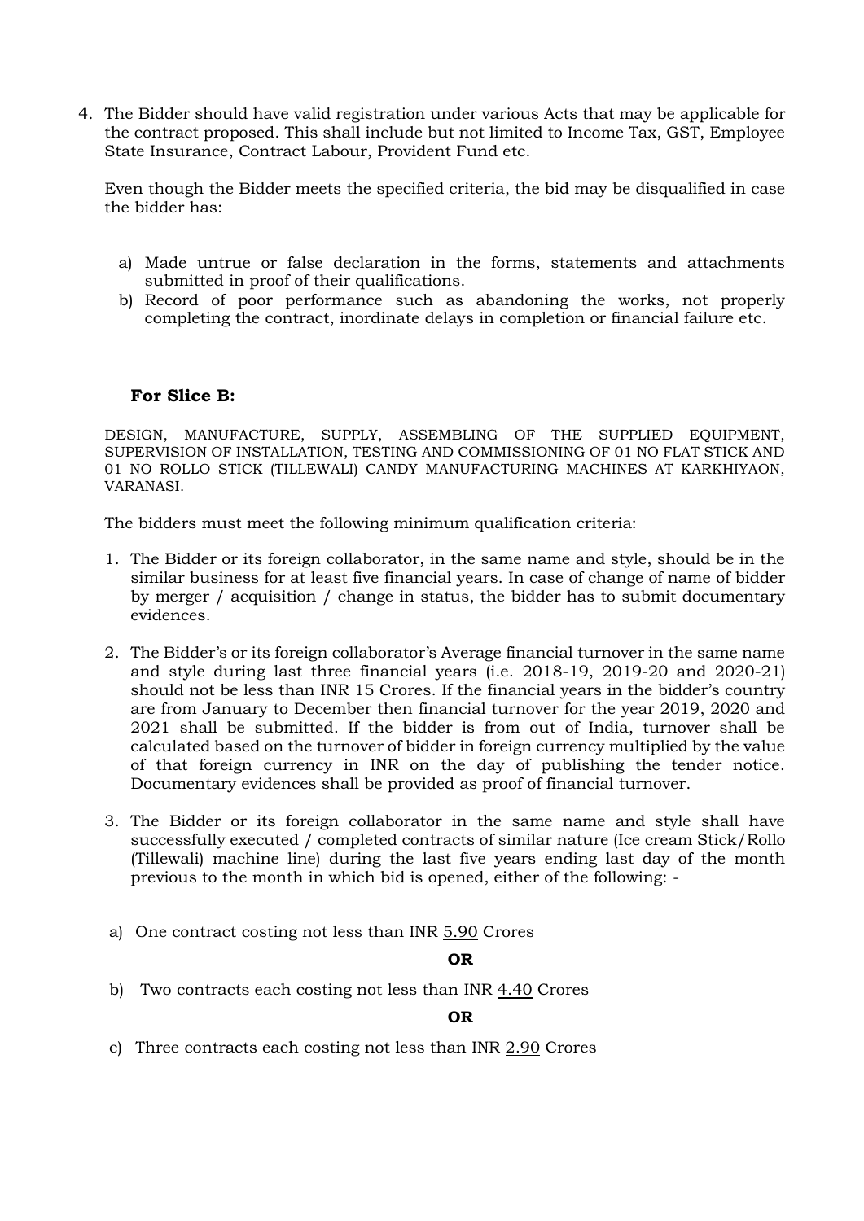4. The Bidder should have valid registration under various Acts that may be applicable for the contract proposed. This shall include but not limited to Income Tax, GST, Employee State Insurance, Contract Labour, Provident Fund etc.

   Even though the Bidder meets the specified criteria, the bid may be disqualified in case the bidder has:

   a) Made untrue or false declaration in the forms, statements and attachments submitted in proof of their qualifications.
   b) Record of poor performance such as abandoning the works, not properly completing the contract, inordinate delays in completion or financial failure etc.

**<u>For Slice B:</u>**

DESIGN, MANUFACTURE, SUPPLY, ASSEMBLING OF THE SUPPLIED EQUIPMENT, SUPERVISION OF INSTALLATION, TESTING AND COMMISSIONING OF 01 NO FLAT STICK AND 01 NO ROLLO STICK (TILLEWALI) CANDY MANUFACTURING MACHINES AT KARKHIYAON, VARANASI.

The bidders must meet the following minimum qualification criteria:

1. The Bidder or its foreign collaborator, in the same name and style, should be in the similar business for at least five financial years. In case of change of name of bidder by merger / acquisition / change in status, the bidder has to submit documentary evidences.

2. The Bidder's or its foreign collaborator's Average financial turnover in the same name and style during last three financial years (i.e. 2018-19, 2019-20 and 2020-21) should not be less than INR 15 Crores. If the financial years in the bidder's country are from January to December then financial turnover for the year 2019, 2020 and 2021 shall be submitted. If the bidder is from out of India, turnover shall be calculated based on the turnover of bidder in foreign currency multiplied by the value of that foreign currency in INR on the day of publishing the tender notice. Documentary evidences shall be provided as proof of financial turnover.

3. The Bidder or its foreign collaborator in the same name and style shall have successfully executed / completed contracts of similar nature (Ice cream Stick/Rollo (Tillewali) machine line) during the last five years ending last day of the month previous to the month in which bid is opened, either of the following: -

a) One contract costing not less than INR <u>5.90</u> Crores

**OR**

b) Two contracts each costing not less than INR <u>4.40</u> Crores

**OR**

c) Three contracts each costing not less than INR <u>2.90</u> Crores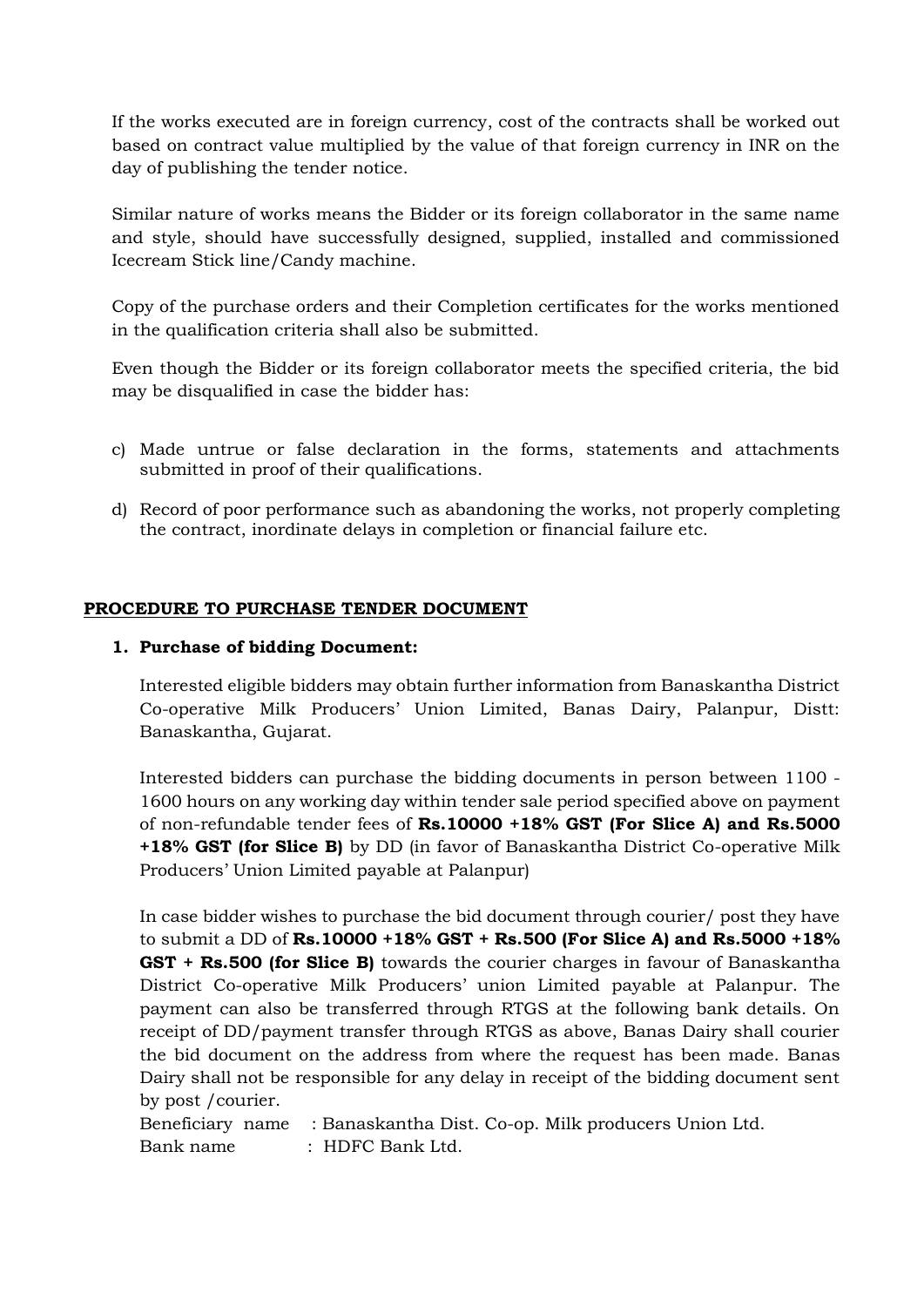If the works executed are in foreign currency, cost of the contracts shall be worked out based on contract value multiplied by the value of that foreign currency in INR on the day of publishing the tender notice.

Similar nature of works means the Bidder or its foreign collaborator in the same name and style, should have successfully designed, supplied, installed and commissioned Icecream Stick line/Candy machine.

Copy of the purchase orders and their Completion certificates for the works mentioned in the qualification criteria shall also be submitted.

Even though the Bidder or its foreign collaborator meets the specified criteria, the bid may be disqualified in case the bidder has:

c) Made untrue or false declaration in the forms, statements and attachments submitted in proof of their qualifications.

d) Record of poor performance such as abandoning the works, not properly completing the contract, inordinate delays in completion or financial failure etc.

## PROCEDURE TO PURCHASE TENDER DOCUMENT

**1. Purchase of bidding Document:**

Interested eligible bidders may obtain further information from Banaskantha District Co-operative Milk Producers' Union Limited, Banas Dairy, Palanpur, Distt: Banaskantha, Gujarat.

Interested bidders can purchase the bidding documents in person between 1100 - 1600 hours on any working day within tender sale period specified above on payment of non-refundable tender fees of **Rs.10000 +18% GST (For Slice A) and Rs.5000 +18% GST (for Slice B)** by DD (in favor of Banaskantha District Co-operative Milk Producers' Union Limited payable at Palanpur)

In case bidder wishes to purchase the bid document through courier/ post they have to submit a DD of **Rs.10000 +18% GST + Rs.500 (For Slice A) and Rs.5000 +18% GST + Rs.500 (for Slice B)** towards the courier charges in favour of Banaskantha District Co-operative Milk Producers' union Limited payable at Palanpur. The payment can also be transferred through RTGS at the following bank details. On receipt of DD/payment transfer through RTGS as above, Banas Dairy shall courier the bid document on the address from where the request has been made. Banas Dairy shall not be responsible for any delay in receipt of the bidding document sent by post /courier.

Beneficiary name : Banaskantha Dist. Co-op. Milk producers Union Ltd.
Bank name : HDFC Bank Ltd.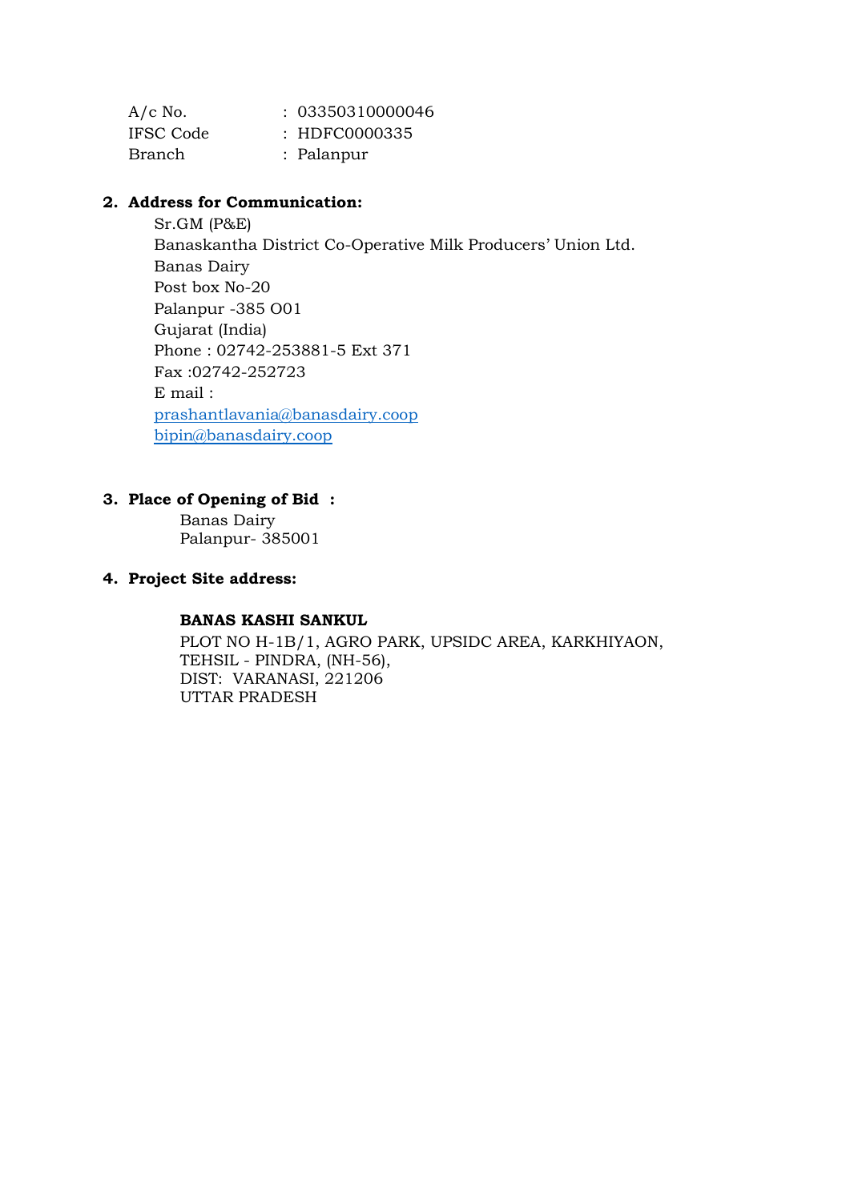| | | |
|---|---|---|
| A/c No. | : | 03350310000046 |
| IFSC Code | : | HDFC0000335 |
| Branch | : | Palanpur |

**2. Address for Communication:**

Sr.GM (P&E)
Banaskantha District Co-Operative Milk Producers' Union Ltd.
Banas Dairy
Post box No-20
Palanpur -385 O01
Gujarat (India)
Phone : 02742-253881-5 Ext 371
Fax :02742-252723
E mail :
prashantlavania@banasdairy.coop
bipin@banasdairy.coop

**3. Place of Opening of Bid :**

Banas Dairy
Palanpur- 385001

**4. Project Site address:**

**BANAS KASHI SANKUL**
PLOT NO H-1B/1, AGRO PARK, UPSIDC AREA, KARKHIYAON,
TEHSIL - PINDRA, (NH-56),
DIST: VARANASI, 221206
UTTAR PRADESH